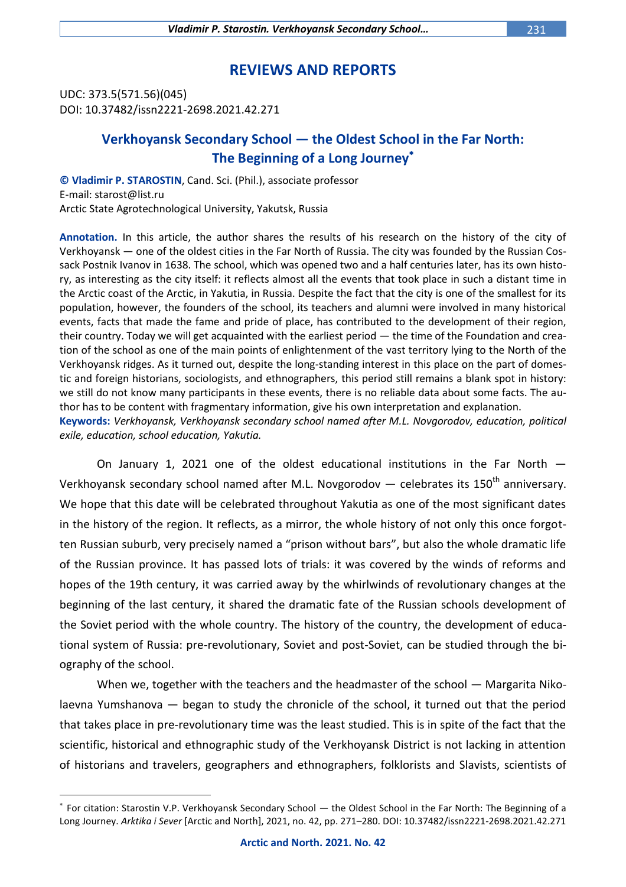# REVIEWS AND REPORTS

UDC: 373.5(571.56)(045)
DOI: 10.37482/issn2221-2698.2021.42.271

## Verkhoyansk Secondary School — the Oldest School in the Far North: The Beginning of a Long Journey*

**© Vladimir P. STAROSTIN**, Cand. Sci. (Phil.), associate professor
E-mail: starost@list.ru
Arctic State Agrotechnological University, Yakutsk, Russia

**Annotation.** In this article, the author shares the results of his research on the history of the city of Verkhoyansk — one of the oldest cities in the Far North of Russia. The city was founded by the Russian Cossack Postnik Ivanov in 1638. The school, which was opened two and a half centuries later, has its own history, as interesting as the city itself: it reflects almost all the events that took place in such a distant time in the Arctic coast of the Arctic, in Yakutia, in Russia. Despite the fact that the city is one of the smallest for its population, however, the founders of the school, its teachers and alumni were involved in many historical events, facts that made the fame and pride of place, has contributed to the development of their region, their country. Today we will get acquainted with the earliest period — the time of the Foundation and creation of the school as one of the main points of enlightenment of the vast territory lying to the North of the Verkhoyansk ridges. As it turned out, despite the long-standing interest in this place on the part of domestic and foreign historians, sociologists, and ethnographers, this period still remains a blank spot in history: we still do not know many participants in these events, there is no reliable data about some facts. The author has to be content with fragmentary information, give his own interpretation and explanation.
**Keywords:** *Verkhoyansk, Verkhoyansk secondary school named after M.L. Novgorodov, education, political exile, education, school education, Yakutia.*

On January 1, 2021 one of the oldest educational institutions in the Far North — Verkhoyansk secondary school named after M.L. Novgorodov — celebrates its 150th anniversary. We hope that this date will be celebrated throughout Yakutia as one of the most significant dates in the history of the region. It reflects, as a mirror, the whole history of not only this once forgotten Russian suburb, very precisely named a "prison without bars", but also the whole dramatic life of the Russian province. It has passed lots of trials: it was covered by the winds of reforms and hopes of the 19th century, it was carried away by the whirlwinds of revolutionary changes at the beginning of the last century, it shared the dramatic fate of the Russian schools development of the Soviet period with the whole country. The history of the country, the development of educational system of Russia: pre-revolutionary, Soviet and post-Soviet, can be studied through the biography of the school.

When we, together with the teachers and the headmaster of the school — Margarita Nikolaevna Yumshanova — began to study the chronicle of the school, it turned out that the period that takes place in pre-revolutionary time was the least studied. This is in spite of the fact that the scientific, historical and ethnographic study of the Verkhoyansk District is not lacking in attention of historians and travelers, geographers and ethnographers, folklorists and Slavists, scientists of

---

* For citation: Starostin V.P. Verkhoyansk Secondary School — the Oldest School in the Far North: The Beginning of a Long Journey. *Arktika i Sever* [Arctic and North], 2021, no. 42, pp. 271–280. DOI: 10.37482/issn2221-2698.2021.42.271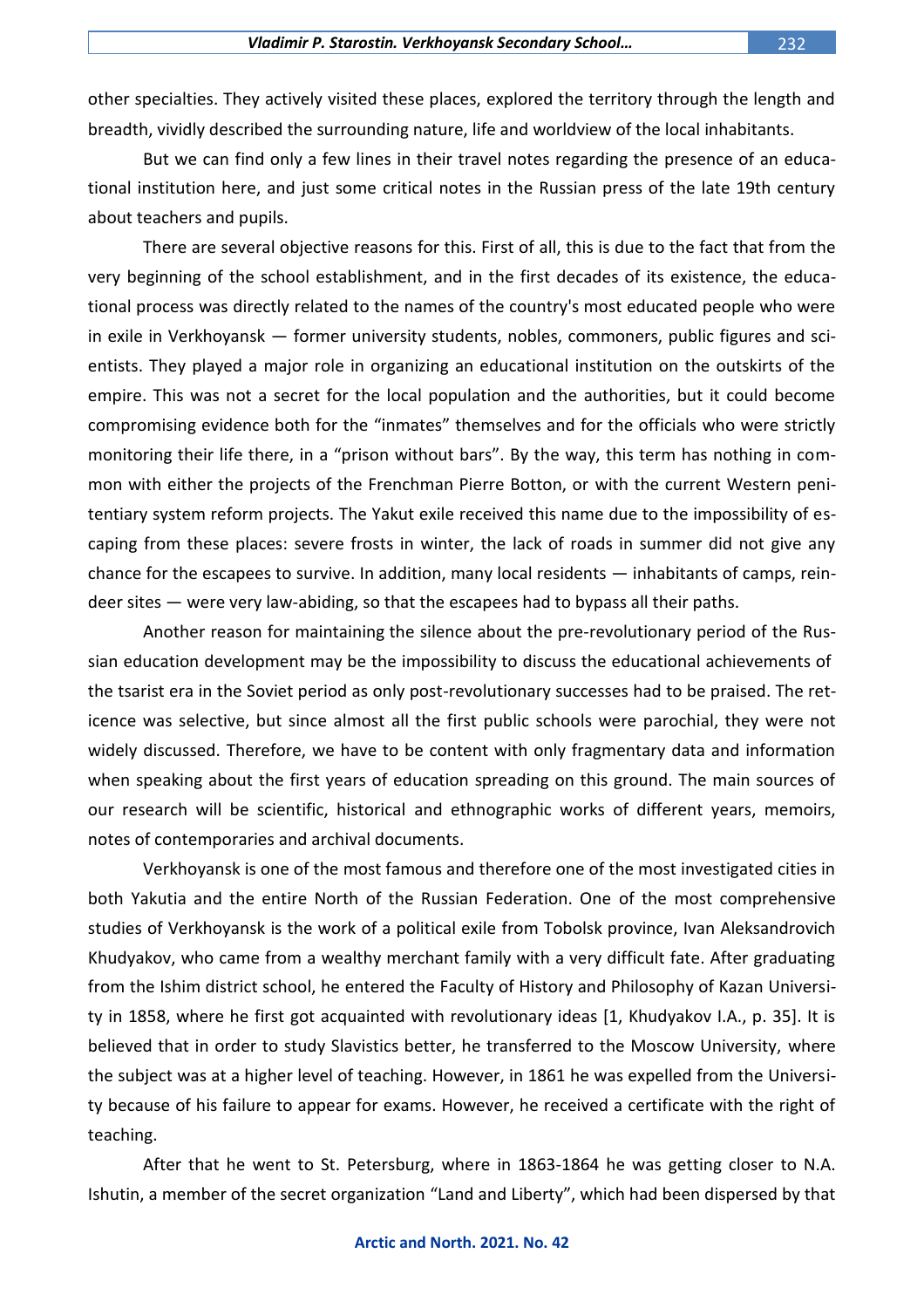other specialties. They actively visited these places, explored the territory through the length and breadth, vividly described the surrounding nature, life and worldview of the local inhabitants.

But we can find only a few lines in their travel notes regarding the presence of an educational institution here, and just some critical notes in the Russian press of the late 19th century about teachers and pupils.

There are several objective reasons for this. First of all, this is due to the fact that from the very beginning of the school establishment, and in the first decades of its existence, the educational process was directly related to the names of the country's most educated people who were in exile in Verkhoyansk — former university students, nobles, commoners, public figures and scientists. They played a major role in organizing an educational institution on the outskirts of the empire. This was not a secret for the local population and the authorities, but it could become compromising evidence both for the "inmates" themselves and for the officials who were strictly monitoring their life there, in a "prison without bars". By the way, this term has nothing in common with either the projects of the Frenchman Pierre Botton, or with the current Western penitentiary system reform projects. The Yakut exile received this name due to the impossibility of escaping from these places: severe frosts in winter, the lack of roads in summer did not give any chance for the escapees to survive. In addition, many local residents — inhabitants of camps, reindeer sites — were very law-abiding, so that the escapees had to bypass all their paths.

Another reason for maintaining the silence about the pre-revolutionary period of the Russian education development may be the impossibility to discuss the educational achievements of the tsarist era in the Soviet period as only post-revolutionary successes had to be praised. The reticence was selective, but since almost all the first public schools were parochial, they were not widely discussed. Therefore, we have to be content with only fragmentary data and information when speaking about the first years of education spreading on this ground. The main sources of our research will be scientific, historical and ethnographic works of different years, memoirs, notes of contemporaries and archival documents.

Verkhoyansk is one of the most famous and therefore one of the most investigated cities in both Yakutia and the entire North of the Russian Federation. One of the most comprehensive studies of Verkhoyansk is the work of a political exile from Tobolsk province, Ivan Aleksandrovich Khudyakov, who came from a wealthy merchant family with a very difficult fate. After graduating from the Ishim district school, he entered the Faculty of History and Philosophy of Kazan University in 1858, where he first got acquainted with revolutionary ideas [1, Khudyakov I.A., p. 35]. It is believed that in order to study Slavistics better, he transferred to the Moscow University, where the subject was at a higher level of teaching. However, in 1861 he was expelled from the University because of his failure to appear for exams. However, he received a certificate with the right of teaching.

After that he went to St. Petersburg, where in 1863-1864 he was getting closer to N.A. Ishutin, a member of the secret organization "Land and Liberty", which had been dispersed by that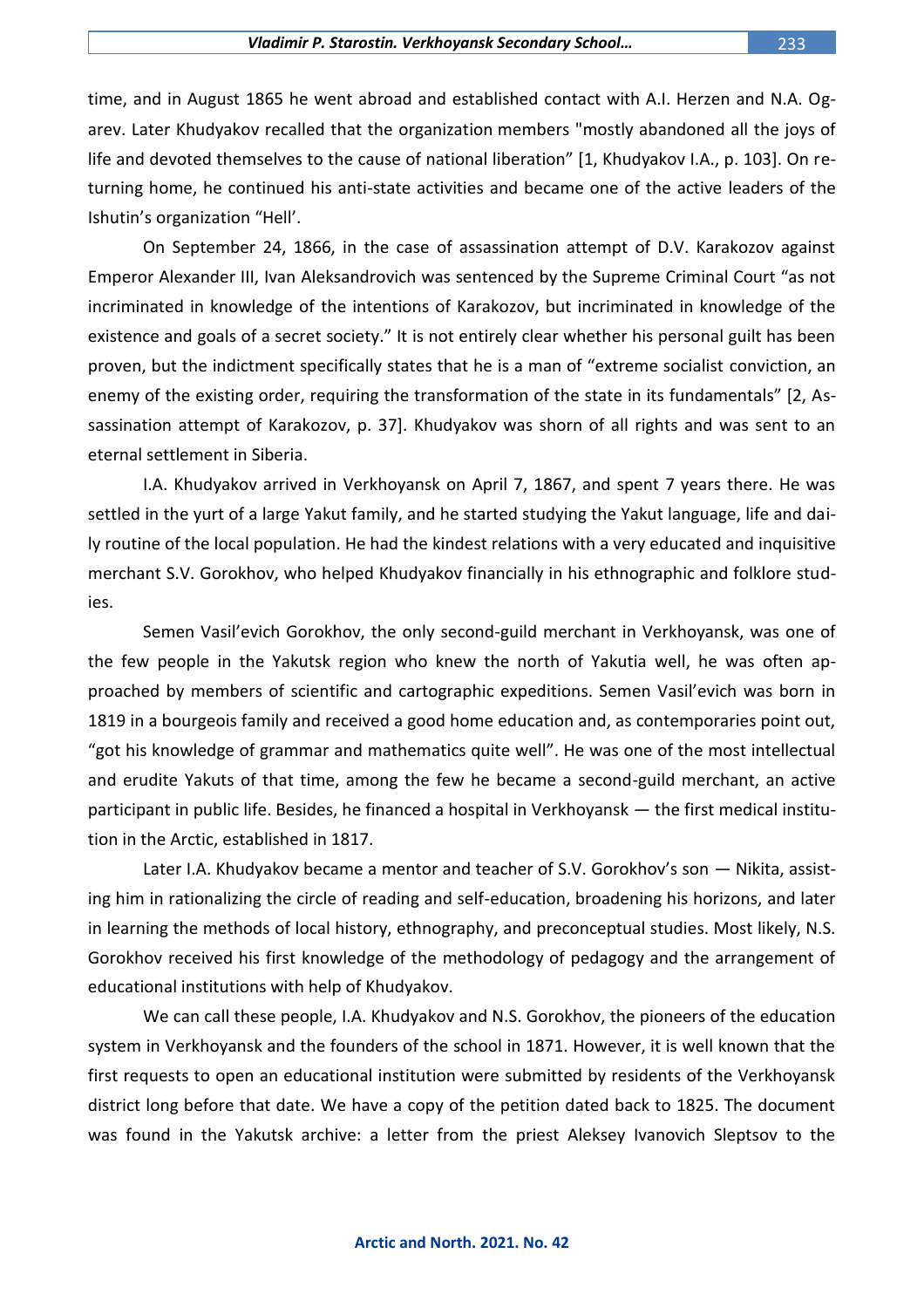time, and in August 1865 he went abroad and established contact with A.I. Herzen and N.A. Ogarev. Later Khudyakov recalled that the organization members "mostly abandoned all the joys of life and devoted themselves to the cause of national liberation" [1, Khudyakov I.A., p. 103]. On returning home, he continued his anti-state activities and became one of the active leaders of the Ishutin's organization "Hell'.

On September 24, 1866, in the case of assassination attempt of D.V. Karakozov against Emperor Alexander III, Ivan Aleksandrovich was sentenced by the Supreme Criminal Court "as not incriminated in knowledge of the intentions of Karakozov, but incriminated in knowledge of the existence and goals of a secret society." It is not entirely clear whether his personal guilt has been proven, but the indictment specifically states that he is a man of "extreme socialist conviction, an enemy of the existing order, requiring the transformation of the state in its fundamentals" [2, Assassination attempt of Karakozov, p. 37]. Khudyakov was shorn of all rights and was sent to an eternal settlement in Siberia.

I.A. Khudyakov arrived in Verkhoyansk on April 7, 1867, and spent 7 years there. He was settled in the yurt of a large Yakut family, and he started studying the Yakut language, life and daily routine of the local population. He had the kindest relations with a very educated and inquisitive merchant S.V. Gorokhov, who helped Khudyakov financially in his ethnographic and folklore studies.

Semen Vasil'evich Gorokhov, the only second-guild merchant in Verkhoyansk, was one of the few people in the Yakutsk region who knew the north of Yakutia well, he was often approached by members of scientific and cartographic expeditions. Semen Vasil'evich was born in 1819 in a bourgeois family and received a good home education and, as contemporaries point out, "got his knowledge of grammar and mathematics quite well". He was one of the most intellectual and erudite Yakuts of that time, among the few he became a second-guild merchant, an active participant in public life. Besides, he financed a hospital in Verkhoyansk — the first medical institution in the Arctic, established in 1817.

Later I.A. Khudyakov became a mentor and teacher of S.V. Gorokhov's son — Nikita, assisting him in rationalizing the circle of reading and self-education, broadening his horizons, and later in learning the methods of local history, ethnography, and preconceptual studies. Most likely, N.S. Gorokhov received his first knowledge of the methodology of pedagogy and the arrangement of educational institutions with help of Khudyakov.

We can call these people, I.A. Khudyakov and N.S. Gorokhov, the pioneers of the education system in Verkhoyansk and the founders of the school in 1871. However, it is well known that the first requests to open an educational institution were submitted by residents of the Verkhoyansk district long before that date. We have a copy of the petition dated back to 1825. The document was found in the Yakutsk archive: a letter from the priest Aleksey Ivanovich Sleptsov to the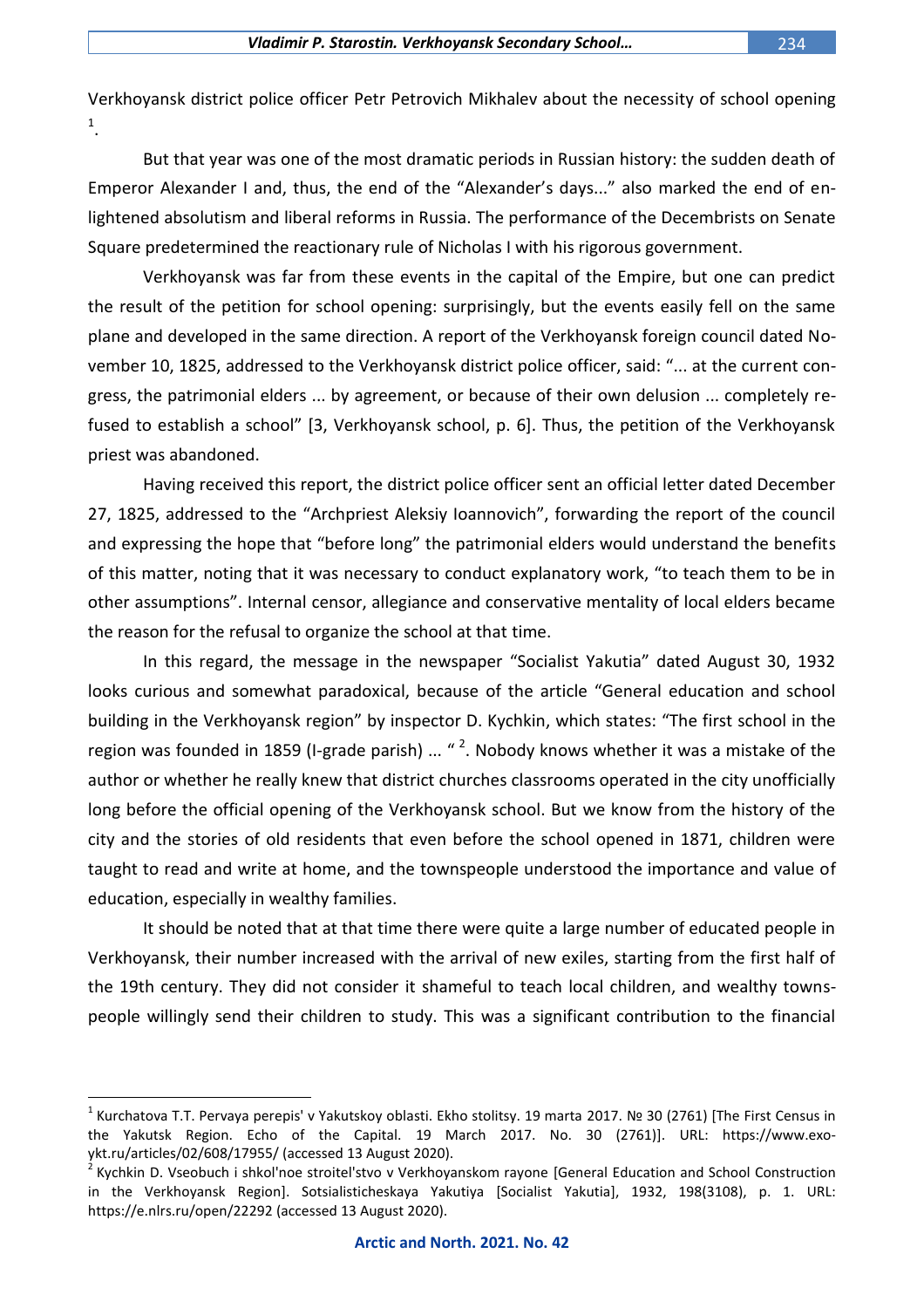Verkhoyansk district police officer Petr Petrovich Mikhalev about the necessity of school opening [1].

But that year was one of the most dramatic periods in Russian history: the sudden death of Emperor Alexander I and, thus, the end of the "Alexander's days..." also marked the end of enlightened absolutism and liberal reforms in Russia. The performance of the Decembrists on Senate Square predetermined the reactionary rule of Nicholas I with his rigorous government.

Verkhoyansk was far from these events in the capital of the Empire, but one can predict the result of the petition for school opening: surprisingly, but the events easily fell on the same plane and developed in the same direction. A report of the Verkhoyansk foreign council dated November 10, 1825, addressed to the Verkhoyansk district police officer, said: "... at the current congress, the patrimonial elders ... by agreement, or because of their own delusion ... completely refused to establish a school" [3, Verkhoyansk school, p. 6]. Thus, the petition of the Verkhoyansk priest was abandoned.

Having received this report, the district police officer sent an official letter dated December 27, 1825, addressed to the "Archpriest Aleksiy Ioannovich", forwarding the report of the council and expressing the hope that "before long" the patrimonial elders would understand the benefits of this matter, noting that it was necessary to conduct explanatory work, "to teach them to be in other assumptions". Internal censor, allegiance and conservative mentality of local elders became the reason for the refusal to organize the school at that time.

In this regard, the message in the newspaper "Socialist Yakutia" dated August 30, 1932 looks curious and somewhat paradoxical, because of the article "General education and school building in the Verkhoyansk region" by inspector D. Kychkin, which states: "The first school in the region was founded in 1859 (I-grade parish) ... " [2]. Nobody knows whether it was a mistake of the author or whether he really knew that district churches classrooms operated in the city unofficially long before the official opening of the Verkhoyansk school. But we know from the history of the city and the stories of old residents that even before the school opened in 1871, children were taught to read and write at home, and the townspeople understood the importance and value of education, especially in wealthy families.

It should be noted that at that time there were quite a large number of educated people in Verkhoyansk, their number increased with the arrival of new exiles, starting from the first half of the 19th century. They did not consider it shameful to teach local children, and wealthy townspeople willingly send their children to study. This was a significant contribution to the financial

---

[1] Kurchatova T.T. Pervaya perepis' v Yakutskoy oblasti. Ekho stolitsy. 19 marta 2017. № 30 (2761) [The First Census in the Yakutsk Region. Echo of the Capital. 19 March 2017. No. 30 (2761)]. URL: https://www.exo-ykt.ru/articles/02/608/17955/ (accessed 13 August 2020).

[2] Kychkin D. Vseobuch i shkol'noe stroitel'stvo v Verkhoyanskom rayone [General Education and School Construction in the Verkhoyansk Region]. Sotsialisticheskaya Yakutiya [Socialist Yakutia], 1932, 198(3108), p. 1. URL: https://e.nlrs.ru/open/22292 (accessed 13 August 2020).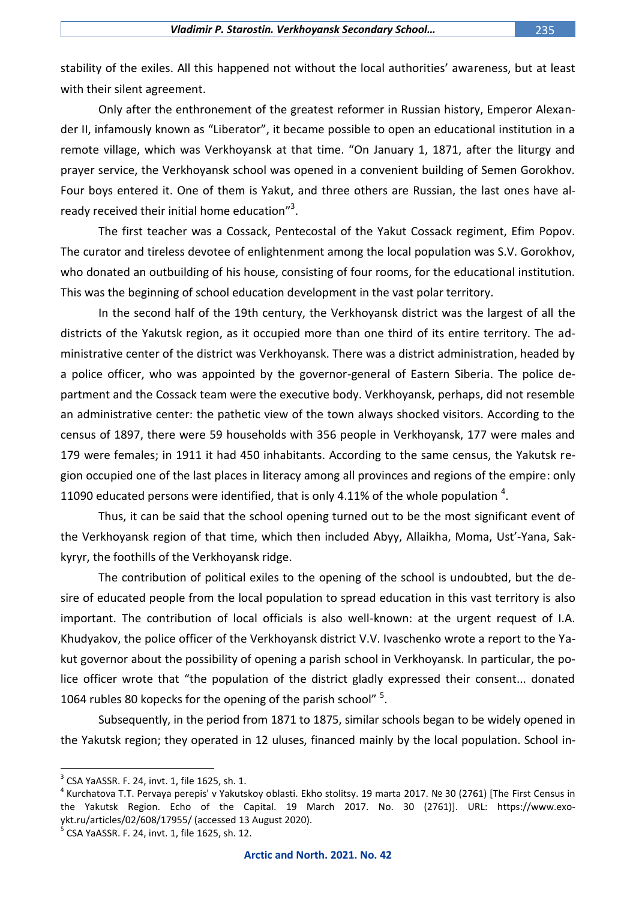stability of the exiles. All this happened not without the local authorities' awareness, but at least with their silent agreement.

Only after the enthronement of the greatest reformer in Russian history, Emperor Alexander II, infamously known as "Liberator", it became possible to open an educational institution in a remote village, which was Verkhoyansk at that time. "On January 1, 1871, after the liturgy and prayer service, the Verkhoyansk school was opened in a convenient building of Semen Gorokhov. Four boys entered it. One of them is Yakut, and three others are Russian, the last ones have already received their initial home education"[3].

The first teacher was a Cossack, Pentecostal of the Yakut Cossack regiment, Efim Popov. The curator and tireless devotee of enlightenment among the local population was S.V. Gorokhov, who donated an outbuilding of his house, consisting of four rooms, for the educational institution. This was the beginning of school education development in the vast polar territory.

In the second half of the 19th century, the Verkhoyansk district was the largest of all the districts of the Yakutsk region, as it occupied more than one third of its entire territory. The administrative center of the district was Verkhoyansk. There was a district administration, headed by a police officer, who was appointed by the governor-general of Eastern Siberia. The police department and the Cossack team were the executive body. Verkhoyansk, perhaps, did not resemble an administrative center: the pathetic view of the town always shocked visitors. According to the census of 1897, there were 59 households with 356 people in Verkhoyansk, 177 were males and 179 were females; in 1911 it had 450 inhabitants. According to the same census, the Yakutsk region occupied one of the last places in literacy among all provinces and regions of the empire: only 11090 educated persons were identified, that is only 4.11% of the whole population [4].

Thus, it can be said that the school opening turned out to be the most significant event of the Verkhoyansk region of that time, which then included Abyy, Allaikha, Moma, Ust'-Yana, Sakkyryr, the foothills of the Verkhoyansk ridge.

The contribution of political exiles to the opening of the school is undoubted, but the desire of educated people from the local population to spread education in this vast territory is also important. The contribution of local officials is also well-known: at the urgent request of I.A. Khudyakov, the police officer of the Verkhoyansk district V.V. Ivaschenko wrote a report to the Yakut governor about the possibility of opening a parish school in Verkhoyansk. In particular, the police officer wrote that "the population of the district gladly expressed their consent... donated 1064 rubles 80 kopecks for the opening of the parish school" [5].

Subsequently, in the period from 1871 to 1875, similar schools began to be widely opened in the Yakutsk region; they operated in 12 uluses, financed mainly by the local population. School in-

---

[3] CSA YaASSR. F. 24, invt. 1, file 1625, sh. 1.

[4] Kurchatova T.T. Pervaya perepis' v Yakutskoy oblasti. Ekho stolitsy. 19 marta 2017. № 30 (2761) [The First Census in the Yakutsk Region. Echo of the Capital. 19 March 2017. No. 30 (2761)]. URL: https://www.exo-ykt.ru/articles/02/608/17955/ (accessed 13 August 2020).

[5] CSA YaASSR. F. 24, invt. 1, file 1625, sh. 12.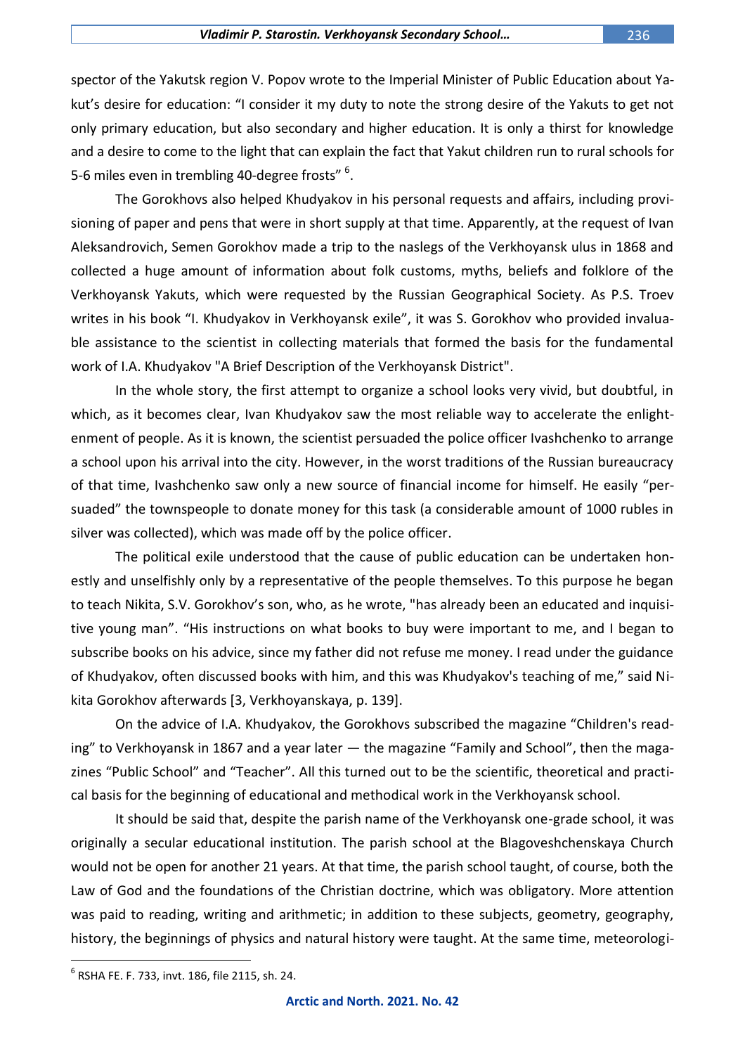spector of the Yakutsk region V. Popov wrote to the Imperial Minister of Public Education about Yakut's desire for education: "I consider it my duty to note the strong desire of the Yakuts to get not only primary education, but also secondary and higher education. It is only a thirst for knowledge and a desire to come to the light that can explain the fact that Yakut children run to rural schools for 5-6 miles even in trembling 40-degree frosts" [6].

The Gorokhovs also helped Khudyakov in his personal requests and affairs, including provisioning of paper and pens that were in short supply at that time. Apparently, at the request of Ivan Aleksandrovich, Semen Gorokhov made a trip to the naslegs of the Verkhoyansk ulus in 1868 and collected a huge amount of information about folk customs, myths, beliefs and folklore of the Verkhoyansk Yakuts, which were requested by the Russian Geographical Society. As P.S. Troev writes in his book "I. Khudyakov in Verkhoyansk exile", it was S. Gorokhov who provided invaluable assistance to the scientist in collecting materials that formed the basis for the fundamental work of I.A. Khudyakov "A Brief Description of the Verkhoyansk District".

In the whole story, the first attempt to organize a school looks very vivid, but doubtful, in which, as it becomes clear, Ivan Khudyakov saw the most reliable way to accelerate the enlightenment of people. As it is known, the scientist persuaded the police officer Ivashchenko to arrange a school upon his arrival into the city. However, in the worst traditions of the Russian bureaucracy of that time, Ivashchenko saw only a new source of financial income for himself. He easily "persuaded" the townspeople to donate money for this task (a considerable amount of 1000 rubles in silver was collected), which was made off by the police officer.

The political exile understood that the cause of public education can be undertaken honestly and unselfishly only by a representative of the people themselves. To this purpose he began to teach Nikita, S.V. Gorokhov's son, who, as he wrote, "has already been an educated and inquisitive young man". "His instructions on what books to buy were important to me, and I began to subscribe books on his advice, since my father did not refuse me money. I read under the guidance of Khudyakov, often discussed books with him, and this was Khudyakov's teaching of me," said Nikita Gorokhov afterwards [3, Verkhoyanskaya, p. 139].

On the advice of I.A. Khudyakov, the Gorokhovs subscribed the magazine "Children's reading" to Verkhoyansk in 1867 and a year later — the magazine "Family and School", then the magazines "Public School" and "Teacher". All this turned out to be the scientific, theoretical and practical basis for the beginning of educational and methodical work in the Verkhoyansk school.

It should be said that, despite the parish name of the Verkhoyansk one-grade school, it was originally a secular educational institution. The parish school at the Blagoveshchenskaya Church would not be open for another 21 years. At that time, the parish school taught, of course, both the Law of God and the foundations of the Christian doctrine, which was obligatory. More attention was paid to reading, writing and arithmetic; in addition to these subjects, geometry, geography, history, the beginnings of physics and natural history were taught. At the same time, meteorologi-

[6] RSHA FE. F. 733, invt. 186, file 2115, sh. 24.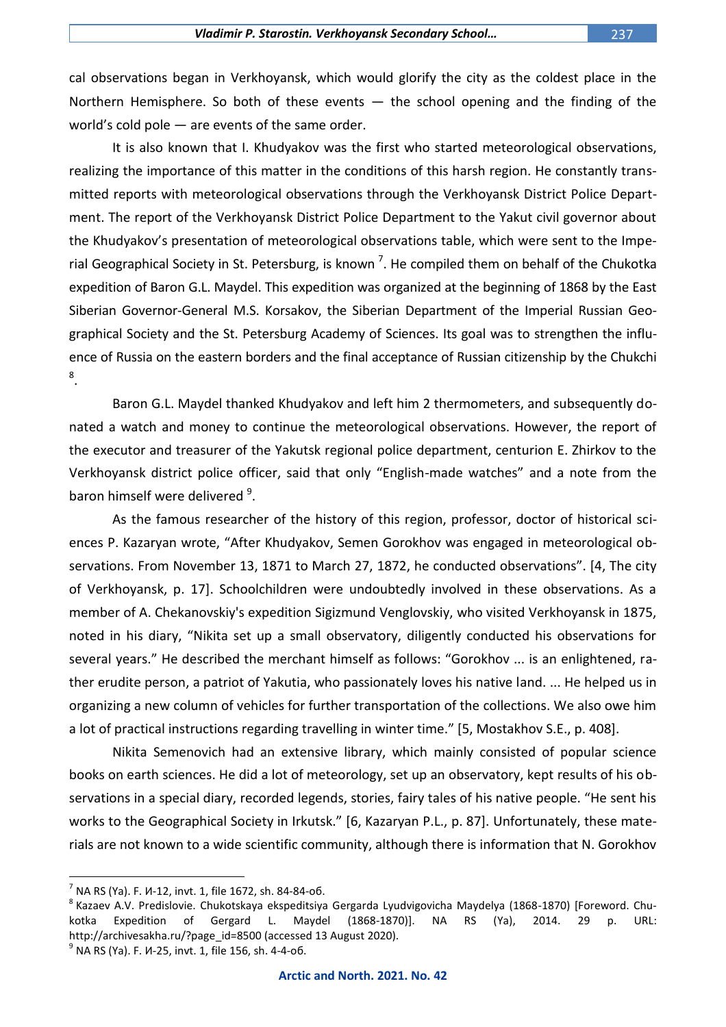cal observations began in Verkhoyansk, which would glorify the city as the coldest place in the Northern Hemisphere. So both of these events — the school opening and the finding of the world's cold pole — are events of the same order.

It is also known that I. Khudyakov was the first who started meteorological observations, realizing the importance of this matter in the conditions of this harsh region. He constantly transmitted reports with meteorological observations through the Verkhoyansk District Police Department. The report of the Verkhoyansk District Police Department to the Yakut civil governor about the Khudyakov's presentation of meteorological observations table, which were sent to the Imperial Geographical Society in St. Petersburg, is known [7]. He compiled them on behalf of the Chukotka expedition of Baron G.L. Maydel. This expedition was organized at the beginning of 1868 by the East Siberian Governor-General M.S. Korsakov, the Siberian Department of the Imperial Russian Geographical Society and the St. Petersburg Academy of Sciences. Its goal was to strengthen the influence of Russia on the eastern borders and the final acceptance of Russian citizenship by the Chukchi [8].

Baron G.L. Maydel thanked Khudyakov and left him 2 thermometers, and subsequently donated a watch and money to continue the meteorological observations. However, the report of the executor and treasurer of the Yakutsk regional police department, centurion E. Zhirkov to the Verkhoyansk district police officer, said that only "English-made watches" and a note from the baron himself were delivered [9].

As the famous researcher of the history of this region, professor, doctor of historical sciences P. Kazaryan wrote, "After Khudyakov, Semen Gorokhov was engaged in meteorological observations. From November 13, 1871 to March 27, 1872, he conducted observations". [4, The city of Verkhoyansk, p. 17]. Schoolchildren were undoubtedly involved in these observations. As a member of A. Chekanovskiy's expedition Sigizmund Venglovskiy, who visited Verkhoyansk in 1875, noted in his diary, "Nikita set up a small observatory, diligently conducted his observations for several years." He described the merchant himself as follows: "Gorokhov ... is an enlightened, rather erudite person, a patriot of Yakutia, who passionately loves his native land. ... He helped us in organizing a new column of vehicles for further transportation of the collections. We also owe him a lot of practical instructions regarding travelling in winter time." [5, Mostakhov S.E., p. 408].

Nikita Semenovich had an extensive library, which mainly consisted of popular science books on earth sciences. He did a lot of meteorology, set up an observatory, kept results of his observations in a special diary, recorded legends, stories, fairy tales of his native people. "He sent his works to the Geographical Society in Irkutsk." [6, Kazaryan P.L., p. 87]. Unfortunately, these materials are not known to a wide scientific community, although there is information that N. Gorokhov

---

[7] NA RS (Ya). F. И-12, invt. 1, file 1672, sh. 84-84-об.

[8] Kazaev A.V. Predislovie. Chukotskaya ekspeditsiya Gergarda Lyudvigovicha Maydelya (1868-1870) [Foreword. Chukotka Expedition of Gergard L. Maydel (1868-1870)]. NA RS (Ya), 2014. 29 p. URL: http://archivesakha.ru/?page_id=8500 (accessed 13 August 2020).

[9] NA RS (Ya). F. И-25, invt. 1, file 156, sh. 4-4-об.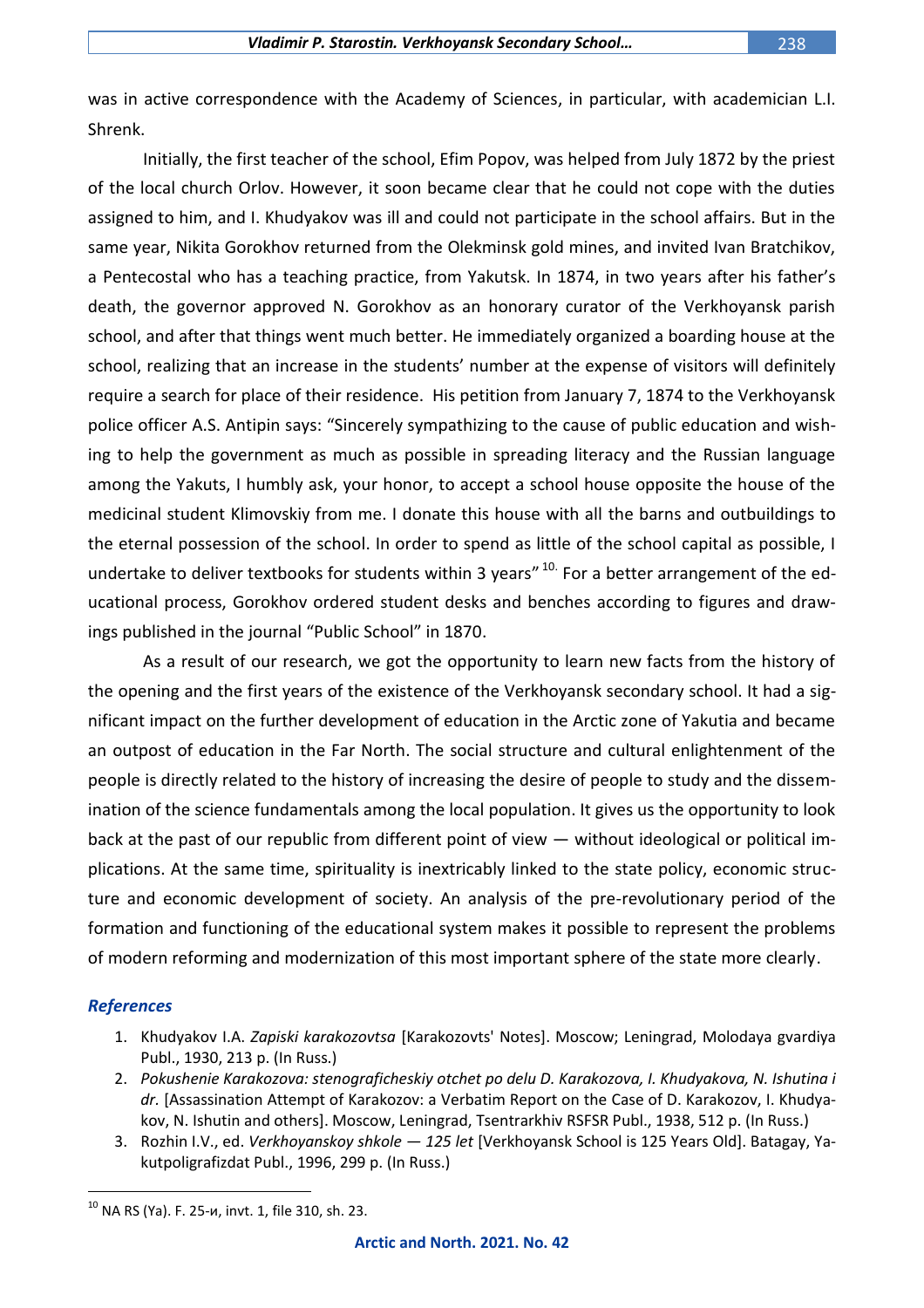was in active correspondence with the Academy of Sciences, in particular, with academician L.I. Shrenk.

Initially, the first teacher of the school, Efim Popov, was helped from July 1872 by the priest of the local church Orlov. However, it soon became clear that he could not cope with the duties assigned to him, and I. Khudyakov was ill and could not participate in the school affairs. But in the same year, Nikita Gorokhov returned from the Olekminsk gold mines, and invited Ivan Bratchikov, a Pentecostal who has a teaching practice, from Yakutsk. In 1874, in two years after his father's death, the governor approved N. Gorokhov as an honorary curator of the Verkhoyansk parish school, and after that things went much better. He immediately organized a boarding house at the school, realizing that an increase in the students' number at the expense of visitors will definitely require a search for place of their residence. His petition from January 7, 1874 to the Verkhoyansk police officer A.S. Antipin says: "Sincerely sympathizing to the cause of public education and wishing to help the government as much as possible in spreading literacy and the Russian language among the Yakuts, I humbly ask, your honor, to accept a school house opposite the house of the medicinal student Klimovskiy from me. I donate this house with all the barns and outbuildings to the eternal possession of the school. In order to spend as little of the school capital as possible, I undertake to deliver textbooks for students within 3 years"[10]. For a better arrangement of the educational process, Gorokhov ordered student desks and benches according to figures and drawings published in the journal "Public School" in 1870.

As a result of our research, we got the opportunity to learn new facts from the history of the opening and the first years of the existence of the Verkhoyansk secondary school. It had a significant impact on the further development of education in the Arctic zone of Yakutia and became an outpost of education in the Far North. The social structure and cultural enlightenment of the people is directly related to the history of increasing the desire of people to study and the dissemination of the science fundamentals among the local population. It gives us the opportunity to look back at the past of our republic from different point of view — without ideological or political implications. At the same time, spirituality is inextricably linked to the state policy, economic structure and economic development of society. An analysis of the pre-revolutionary period of the formation and functioning of the educational system makes it possible to represent the problems of modern reforming and modernization of this most important sphere of the state more clearly.

## *References*

1. Khudyakov I.A. *Zapiski karakozovtsa* [Karakozovts' Notes]. Moscow; Leningrad, Molodaya gvardiya Publ., 1930, 213 p. (In Russ.)
2. *Pokushenie Karakozova: stenograficheskiy otchet po delu D. Karakozova, I. Khudyakova, N. Ishutina i dr.* [Assassination Attempt of Karakozov: a Verbatim Report on the Case of D. Karakozov, I. Khudyakov, N. Ishutin and others]. Moscow, Leningrad, Tsentrarkhiv RSFSR Publ., 1938, 512 p. (In Russ.)
3. Rozhin I.V., ed. *Verkhoyanskoy shkole — 125 let* [Verkhoyansk School is 125 Years Old]. Batagay, Yakutpoligrafizdat Publ., 1996, 299 p. (In Russ.)

[10] NA RS (Ya). F. 25-и, invt. 1, file 310, sh. 23.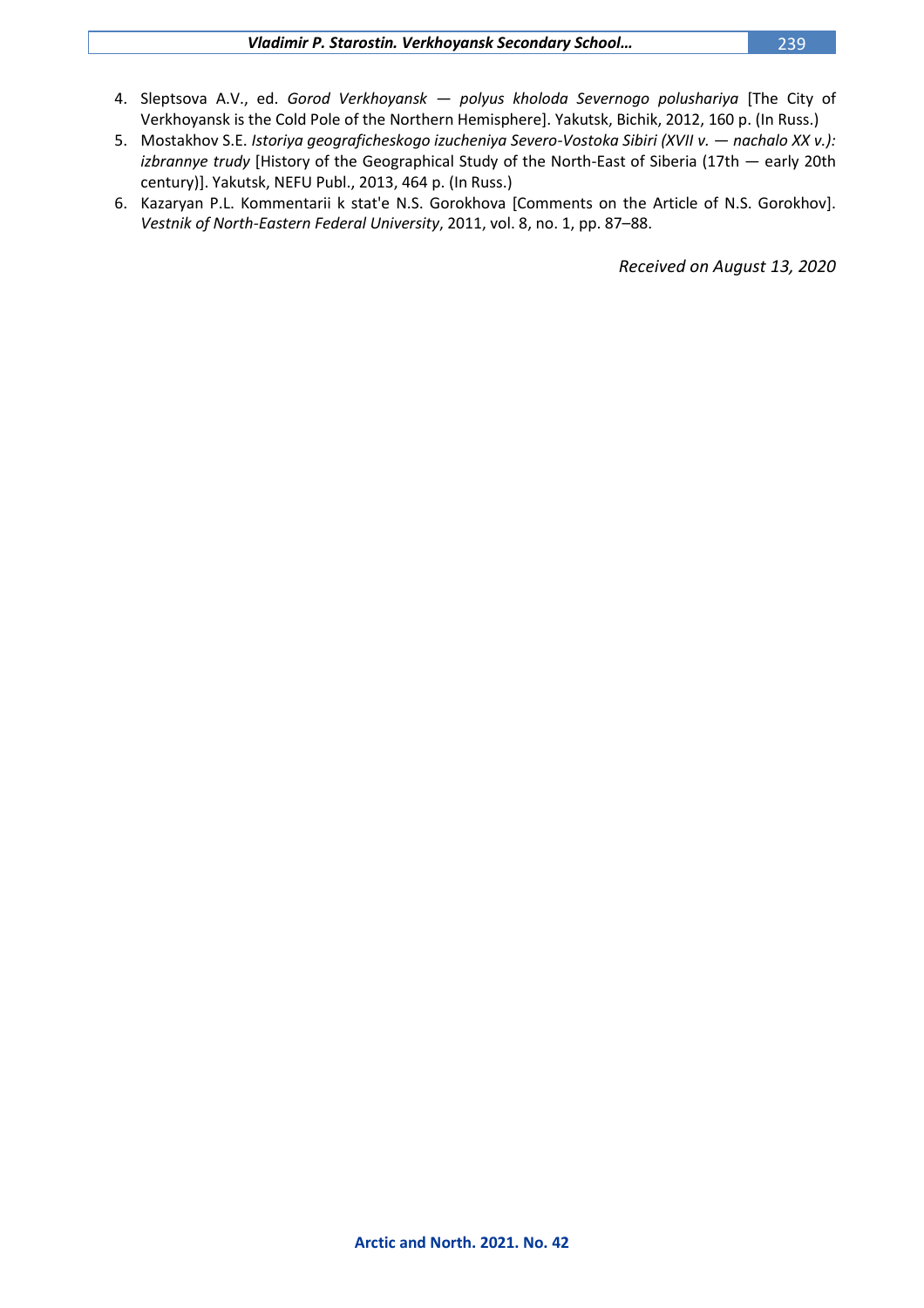4. Sleptsova A.V., ed. *Gorod Verkhoyansk — polyus kholoda Severnogo polushariya* [The City of Verkhoyansk is the Cold Pole of the Northern Hemisphere]. Yakutsk, Bichik, 2012, 160 p. (In Russ.)
5. Mostakhov S.E. *Istoriya geograficheskogo izucheniya Severo-Vostoka Sibiri (XVII v. — nachalo XX v.): izbrannye trudy* [History of the Geographical Study of the North-East of Siberia (17th — early 20th century)]. Yakutsk, NEFU Publ., 2013, 464 p. (In Russ.)
6. Kazaryan P.L. Kommentarii k stat'e N.S. Gorokhova [Comments on the Article of N.S. Gorokhov]. *Vestnik of North-Eastern Federal University*, 2011, vol. 8, no. 1, pp. 87–88.

*Received on August 13, 2020*